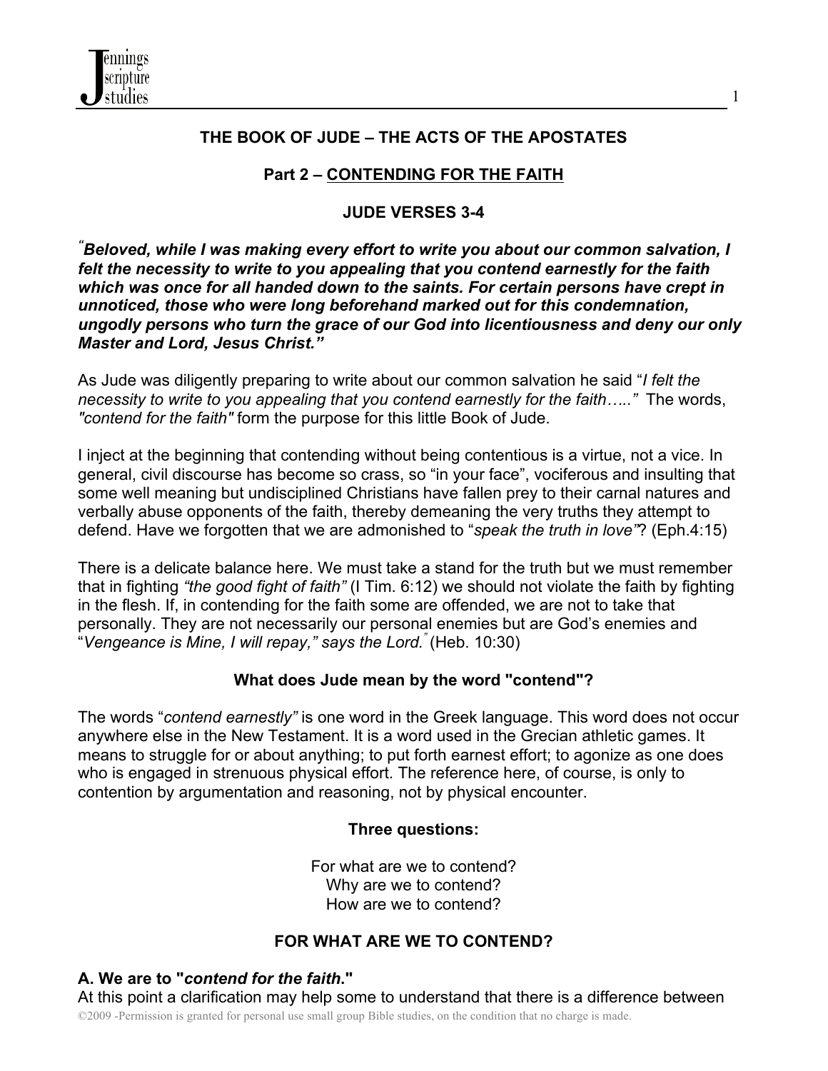# THE BOOK OF JUDE – THE ACTS OF THE APOSTATES

## Part 2 – CONTENDING FOR THE FAITH

### JUDE VERSES 3-4

***"Beloved, while I was making every effort to write you about our common salvation, I felt the necessity to write to you appealing that you contend earnestly for the faith which was once for all handed down to the saints. For certain persons have crept in unnoticed, those who were long beforehand marked out for this condemnation, ungodly persons who turn the grace of our God into licentiousness and deny our only Master and Lord, Jesus Christ."***

As Jude was diligently preparing to write about our common salvation he said "*I felt the necessity to write to you appealing that you contend earnestly for the faith….."* The words, *"contend for the faith"* form the purpose for this little Book of Jude.

I inject at the beginning that contending without being contentious is a virtue, not a vice. In general, civil discourse has become so crass, so "in your face", vociferous and insulting that some well meaning but undisciplined Christians have fallen prey to their carnal natures and verbally abuse opponents of the faith, thereby demeaning the very truths they attempt to defend. Have we forgotten that we are admonished to "*speak the truth in love"*? (Eph.4:15)

There is a delicate balance here. We must take a stand for the truth but we must remember that in fighting *"the good fight of faith"* (I Tim. 6:12) we should not violate the faith by fighting in the flesh. If, in contending for the faith some are offended, we are not to take that personally. They are not necessarily our personal enemies but are God's enemies and "*Vengeance is Mine, I will repay," says the Lord."* (Heb. 10:30)

### What does Jude mean by the word "contend"?

The words "*contend earnestly"* is one word in the Greek language. This word does not occur anywhere else in the New Testament. It is a word used in the Grecian athletic games. It means to struggle for or about anything; to put forth earnest effort; to agonize as one does who is engaged in strenuous physical effort. The reference here, of course, is only to contention by argumentation and reasoning, not by physical encounter.

**Three questions:**

For what are we to contend?
Why are we to contend?
How are we to contend?

### FOR WHAT ARE WE TO CONTEND?

**A. We are to "*contend for the faith*."**

At this point a clarification may help some to understand that there is a difference between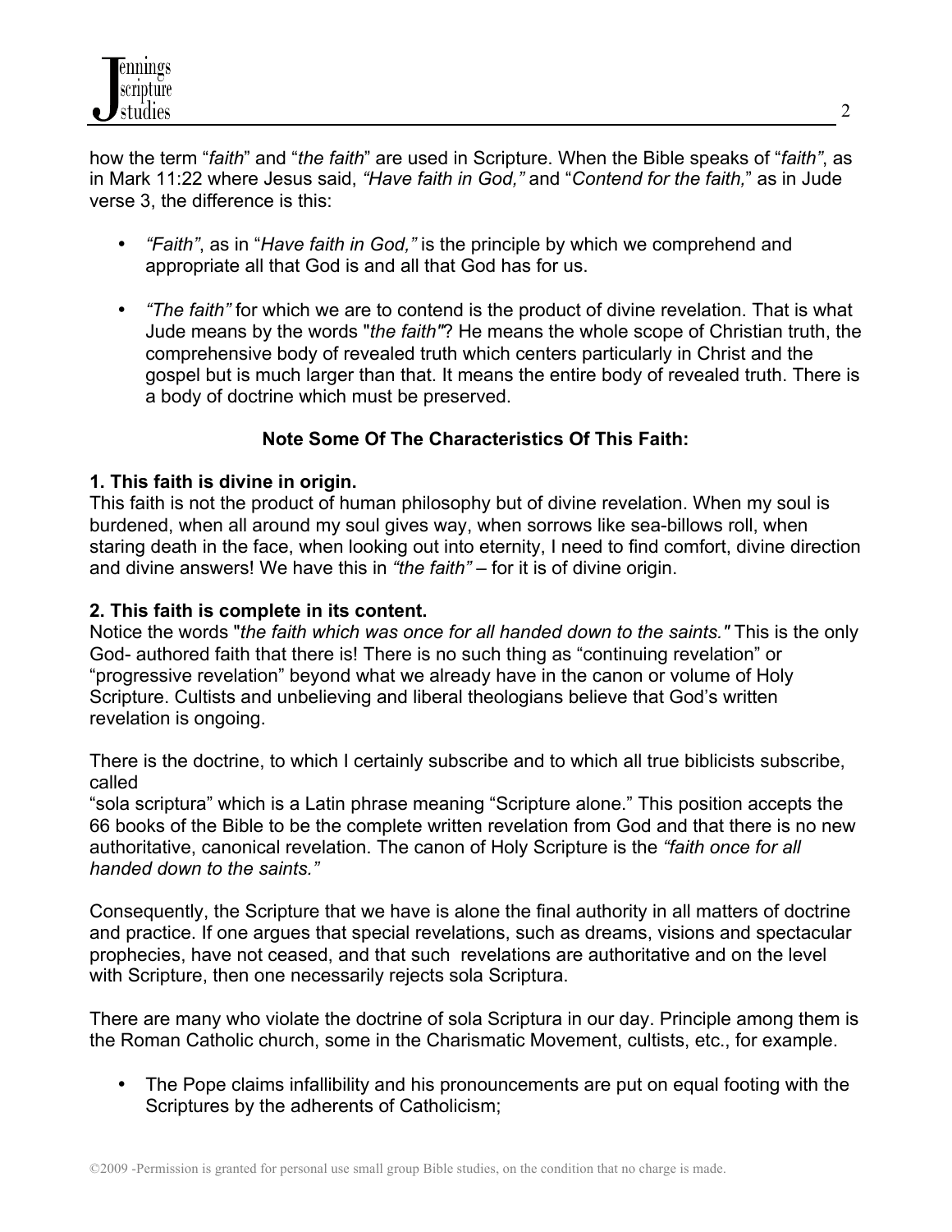how the term "*faith*" and "*the faith*" are used in Scripture. When the Bible speaks of "*faith"*, as in Mark 11:22 where Jesus said, *"Have faith in God,"* and "*Contend for the faith,*" as in Jude verse 3, the difference is this:

- *"Faith"*, as in "*Have faith in God,"* is the principle by which we comprehend and appropriate all that God is and all that God has for us.
- *"The faith"* for which we are to contend is the product of divine revelation. That is what Jude means by the words "*the faith"*? He means the whole scope of Christian truth, the comprehensive body of revealed truth which centers particularly in Christ and the gospel but is much larger than that. It means the entire body of revealed truth. There is a body of doctrine which must be preserved.

**Note Some Of The Characteristics Of This Faith:**

**1. This faith is divine in origin.**
This faith is not the product of human philosophy but of divine revelation. When my soul is burdened, when all around my soul gives way, when sorrows like sea-billows roll, when staring death in the face, when looking out into eternity, I need to find comfort, divine direction and divine answers! We have this in *"the faith"* – for it is of divine origin.

**2. This faith is complete in its content.**
Notice the words "*the faith which was once for all handed down to the saints."* This is the only God- authored faith that there is! There is no such thing as "continuing revelation" or "progressive revelation" beyond what we already have in the canon or volume of Holy Scripture. Cultists and unbelieving and liberal theologians believe that God's written revelation is ongoing.

There is the doctrine, to which I certainly subscribe and to which all true biblicists subscribe, called
"sola scriptura" which is a Latin phrase meaning "Scripture alone." This position accepts the 66 books of the Bible to be the complete written revelation from God and that there is no new authoritative, canonical revelation. The canon of Holy Scripture is the *"faith once for all handed down to the saints."*

Consequently, the Scripture that we have is alone the final authority in all matters of doctrine and practice. If one argues that special revelations, such as dreams, visions and spectacular prophecies, have not ceased, and that such revelations are authoritative and on the level with Scripture, then one necessarily rejects sola Scriptura.

There are many who violate the doctrine of sola Scriptura in our day. Principle among them is the Roman Catholic church, some in the Charismatic Movement, cultists, etc., for example.

- The Pope claims infallibility and his pronouncements are put on equal footing with the Scriptures by the adherents of Catholicism;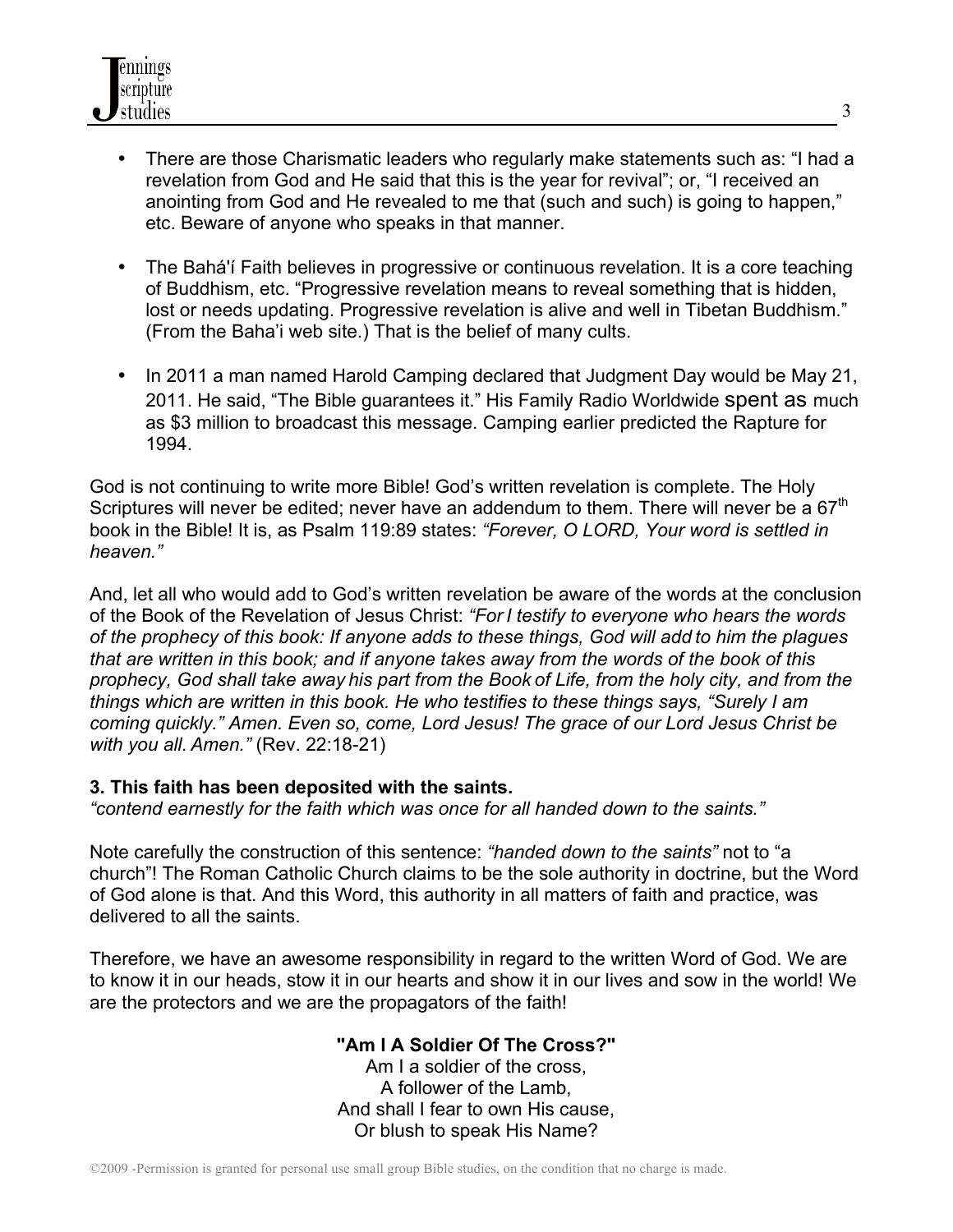- There are those Charismatic leaders who regularly make statements such as: “I had a revelation from God and He said that this is the year for revival”; or, “I received an anointing from God and He revealed to me that (such and such) is going to happen,” etc. Beware of anyone who speaks in that manner.

- The Bahá'í Faith believes in progressive or continuous revelation. It is a core teaching of Buddhism, etc. “Progressive revelation means to reveal something that is hidden, lost or needs updating. Progressive revelation is alive and well in Tibetan Buddhism.” (From the Baha’i web site.) That is the belief of many cults.

- In 2011 a man named Harold Camping declared that Judgment Day would be May 21, 2011. He said, “The Bible guarantees it.” His Family Radio Worldwide spent as much as $3 million to broadcast this message. Camping earlier predicted the Rapture for 1994.

God is not continuing to write more Bible! God’s written revelation is complete. The Holy Scriptures will never be edited; never have an addendum to them. There will never be a 67th book in the Bible! It is, as Psalm 119:89 states: *“Forever, O LORD, Your word is settled in heaven.”*

And, let all who would add to God’s written revelation be aware of the words at the conclusion of the Book of the Revelation of Jesus Christ: *“For I testify to everyone who hears the words of the prophecy of this book: If anyone adds to these things, God will add to him the plagues that are written in this book; and if anyone takes away from the words of the book of this prophecy, God shall take away his part from the Book of Life, from the holy city, and from the things which are written in this book. He who testifies to these things says, “Surely I am coming quickly.” Amen. Even so, come, Lord Jesus! The grace of our Lord Jesus Christ be with you all. Amen.”* (Rev. 22:18-21)

**3. This faith has been deposited with the saints.**
*“contend earnestly for the faith which was once for all handed down to the saints.”*

Note carefully the construction of this sentence: *“handed down to the saints”* not to “a church”! The Roman Catholic Church claims to be the sole authority in doctrine, but the Word of God alone is that. And this Word, this authority in all matters of faith and practice, was delivered to all the saints.

Therefore, we have an awesome responsibility in regard to the written Word of God. We are to know it in our heads, stow it in our hearts and show it in our lives and sow in the world! We are the protectors and we are the propagators of the faith!

**"Am I A Soldier Of The Cross?"**
Am I a soldier of the cross,
A follower of the Lamb,
And shall I fear to own His cause,
Or blush to speak His Name?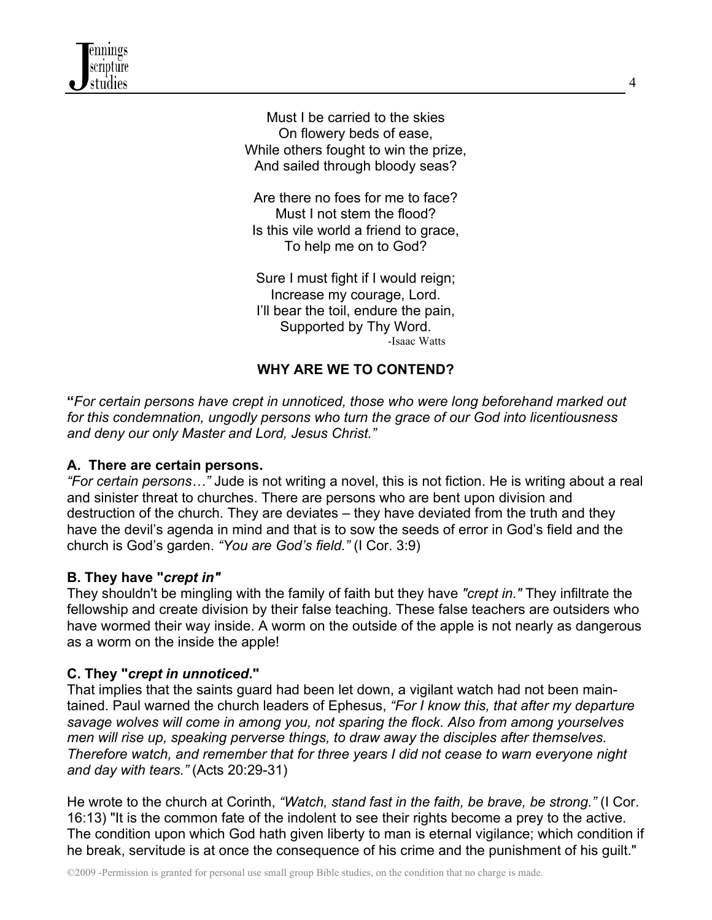Must I be carried to the skies  
On flowery beds of ease,  
While others fought to win the prize,  
And sailed through bloody seas?

Are there no foes for me to face?  
Must I not stem the flood?  
Is this vile world a friend to grace,  
To help me on to God?

Sure I must fight if I would reign;  
Increase my courage, Lord.  
I'll bear the toil, endure the pain,  
Supported by Thy Word.  
-Isaac Watts

## WHY ARE WE TO CONTEND?

**"***For certain persons have crept in unnoticed, those who were long beforehand marked out for this condemnation, ungodly persons who turn the grace of our God into licentiousness and deny our only Master and Lord, Jesus Christ."*

### A. There are certain persons.

*"For certain persons…"* Jude is not writing a novel, this is not fiction. He is writing about a real and sinister threat to churches. There are persons who are bent upon division and destruction of the church. They are deviates – they have deviated from the truth and they have the devil's agenda in mind and that is to sow the seeds of error in God's field and the church is God's garden. *"You are God's field."* (I Cor. 3:9)

### B. They have "*crept in"*

They shouldn't be mingling with the family of faith but they have *"crept in."* They infiltrate the fellowship and create division by their false teaching. These false teachers are outsiders who have wormed their way inside. A worm on the outside of the apple is not nearly as dangerous as a worm on the inside the apple!

### C. They "*crept in unnoticed*."

That implies that the saints guard had been let down, a vigilant watch had not been maintained. Paul warned the church leaders of Ephesus, *"For I know this, that after my departure savage wolves will come in among you, not sparing the flock. Also from among yourselves men will rise up, speaking perverse things, to draw away the disciples after themselves. Therefore watch, and remember that for three years I did not cease to warn everyone night and day with tears."* (Acts 20:29-31)

He wrote to the church at Corinth, *"Watch, stand fast in the faith, be brave, be strong."* (I Cor. 16:13) "It is the common fate of the indolent to see their rights become a prey to the active. The condition upon which God hath given liberty to man is eternal vigilance; which condition if he break, servitude is at once the consequence of his crime and the punishment of his guilt."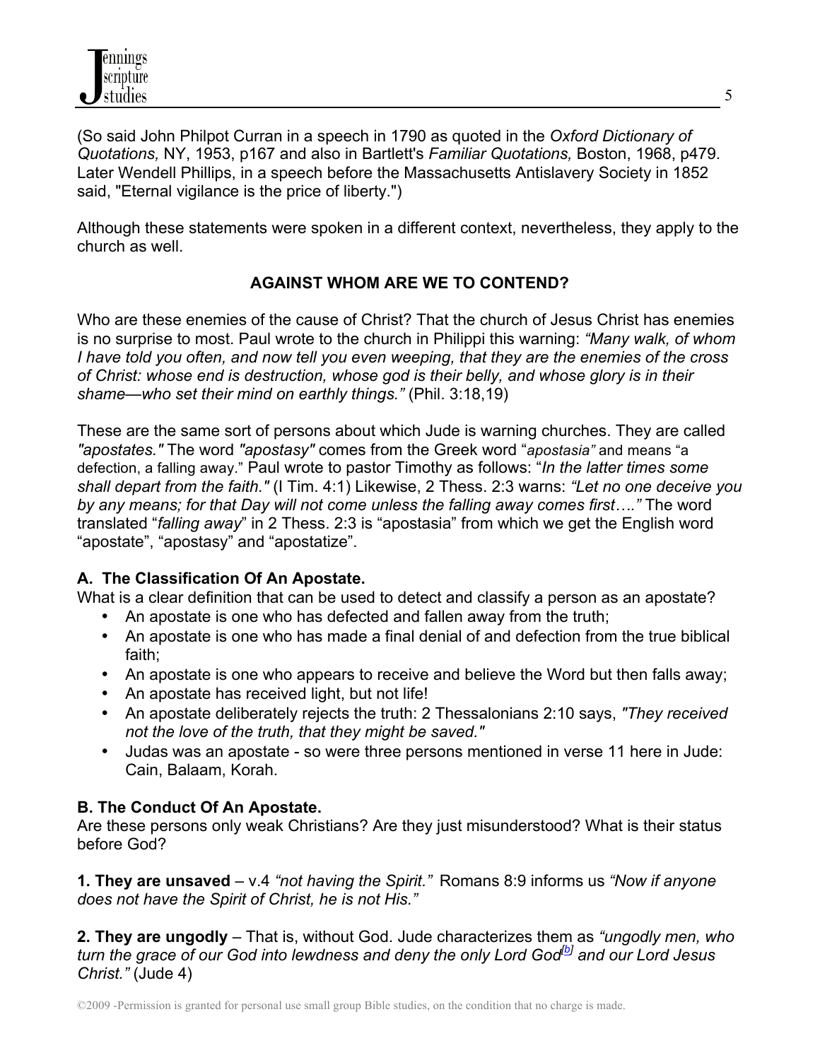(So said John Philpot Curran in a speech in 1790 as quoted in the *Oxford Dictionary of Quotations,* NY, 1953, p167 and also in Bartlett's *Familiar Quotations,* Boston, 1968, p479. Later Wendell Phillips, in a speech before the Massachusetts Antislavery Society in 1852 said, "Eternal vigilance is the price of liberty.")

Although these statements were spoken in a different context, nevertheless, they apply to the church as well.

**AGAINST WHOM ARE WE TO CONTEND?**

Who are these enemies of the cause of Christ? That the church of Jesus Christ has enemies is no surprise to most. Paul wrote to the church in Philippi this warning: *"Many walk, of whom I have told you often, and now tell you even weeping, that they are the enemies of the cross of Christ: whose end is destruction, whose god is their belly, and whose glory is in their shame—who set their mind on earthly things."* (Phil. 3:18,19)

These are the same sort of persons about which Jude is warning churches. They are called *"apostates."* The word *"apostasy"* comes from the Greek word "*apostasia"* and means "a defection, a falling away." Paul wrote to pastor Timothy as follows: "*In the latter times some shall depart from the faith."* (I Tim. 4:1) Likewise, 2 Thess. 2:3 warns: *"Let no one deceive you by any means; for that Day will not come unless the falling away comes first…."* The word translated "*falling away*" in 2 Thess. 2:3 is "apostasia" from which we get the English word "apostate", "apostasy" and "apostatize".

**A. The Classification Of An Apostate.**

What is a clear definition that can be used to detect and classify a person as an apostate?

- An apostate is one who has defected and fallen away from the truth;
- An apostate is one who has made a final denial of and defection from the true biblical faith;
- An apostate is one who appears to receive and believe the Word but then falls away;
- An apostate has received light, but not life!
- An apostate deliberately rejects the truth: 2 Thessalonians 2:10 says, *"They received not the love of the truth, that they might be saved."*
- Judas was an apostate - so were three persons mentioned in verse 11 here in Jude: Cain, Balaam, Korah.

**B. The Conduct Of An Apostate.**

Are these persons only weak Christians? Are they just misunderstood? What is their status before God?

**1. They are unsaved** – v.4 *"not having the Spirit."* Romans 8:9 informs us *"Now if anyone does not have the Spirit of Christ, he is not His."*

**2. They are ungodly** – That is, without God. Jude characterizes them as *"ungodly men, who turn the grace of our God into lewdness and deny the only Lord God[b] and our Lord Jesus Christ."* (Jude 4)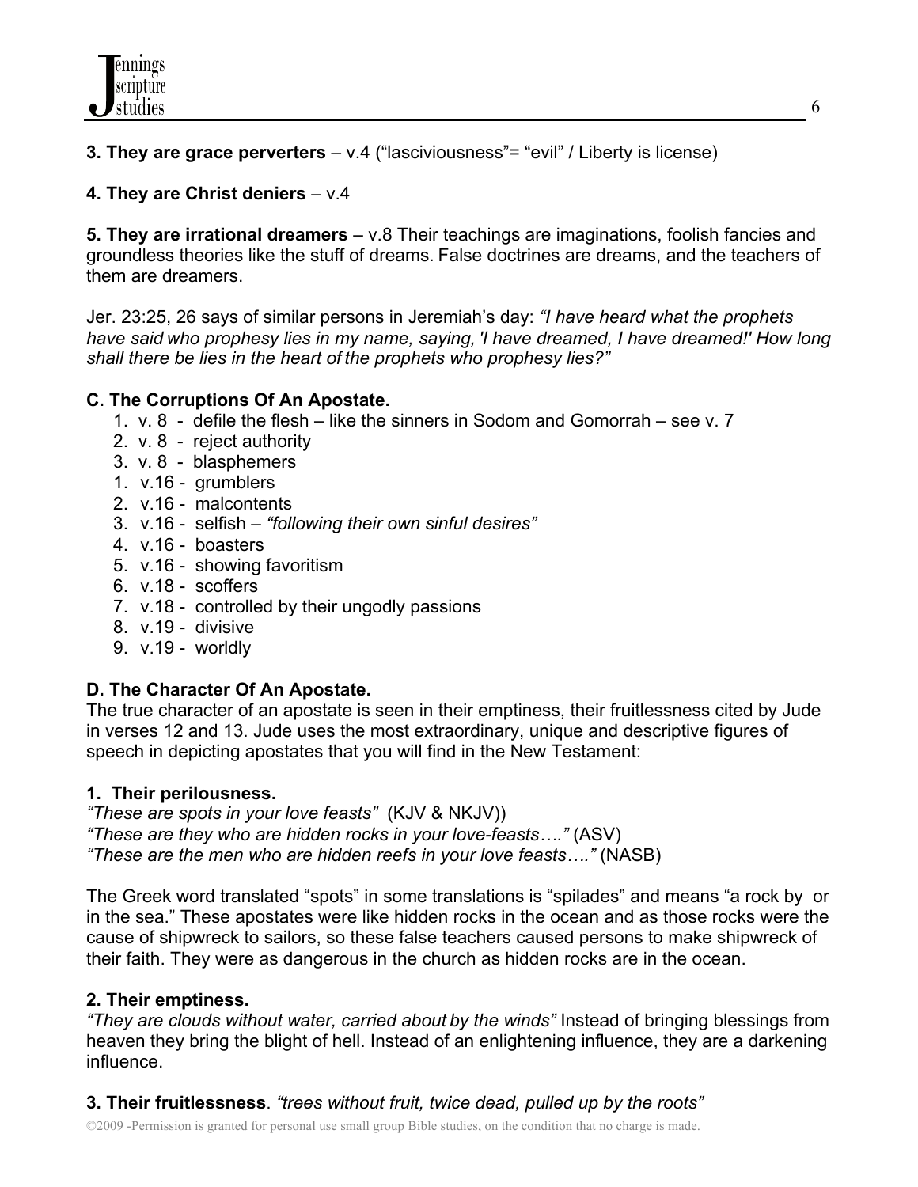**3. They are grace perverters** – v.4 ("lasciviousness"= "evil" / Liberty is license)

**4. They are Christ deniers** – v.4

**5. They are irrational dreamers** – v.8 Their teachings are imaginations, foolish fancies and groundless theories like the stuff of dreams. False doctrines are dreams, and the teachers of them are dreamers.

Jer. 23:25, 26 says of similar persons in Jeremiah's day: *"I have heard what the prophets have said who prophesy lies in my name, saying, 'I have dreamed, I have dreamed!' How long shall there be lies in the heart of the prophets who prophesy lies?"*

**C. The Corruptions Of An Apostate.**

1. v. 8 - defile the flesh – like the sinners in Sodom and Gomorrah – see v. 7
2. v. 8 - reject authority
3. v. 8 - blasphemers
1. v.16 - grumblers
2. v.16 - malcontents
3. v.16 - selfish – *"following their own sinful desires"*
4. v.16 - boasters
5. v.16 - showing favoritism
6. v.18 - scoffers
7. v.18 - controlled by their ungodly passions
8. v.19 - divisive
9. v.19 - worldly

**D. The Character Of An Apostate.**

The true character of an apostate is seen in their emptiness, their fruitlessness cited by Jude in verses 12 and 13. Jude uses the most extraordinary, unique and descriptive figures of speech in depicting apostates that you will find in the New Testament:

**1. Their perilousness.**

*"These are spots in your love feasts"* (KJV & NKJV))
*"These are they who are hidden rocks in your love-feasts…."* (ASV)
*"These are the men who are hidden reefs in your love feasts…."* (NASB)

The Greek word translated "spots" in some translations is "spilades" and means "a rock by or in the sea." These apostates were like hidden rocks in the ocean and as those rocks were the cause of shipwreck to sailors, so these false teachers caused persons to make shipwreck of their faith. They were as dangerous in the church as hidden rocks are in the ocean.

**2. Their emptiness.**

*"They are clouds without water, carried about by the winds"* Instead of bringing blessings from heaven they bring the blight of hell. Instead of an enlightening influence, they are a darkening influence.

**3. Their fruitlessness**. *"trees without fruit, twice dead, pulled up by the roots"*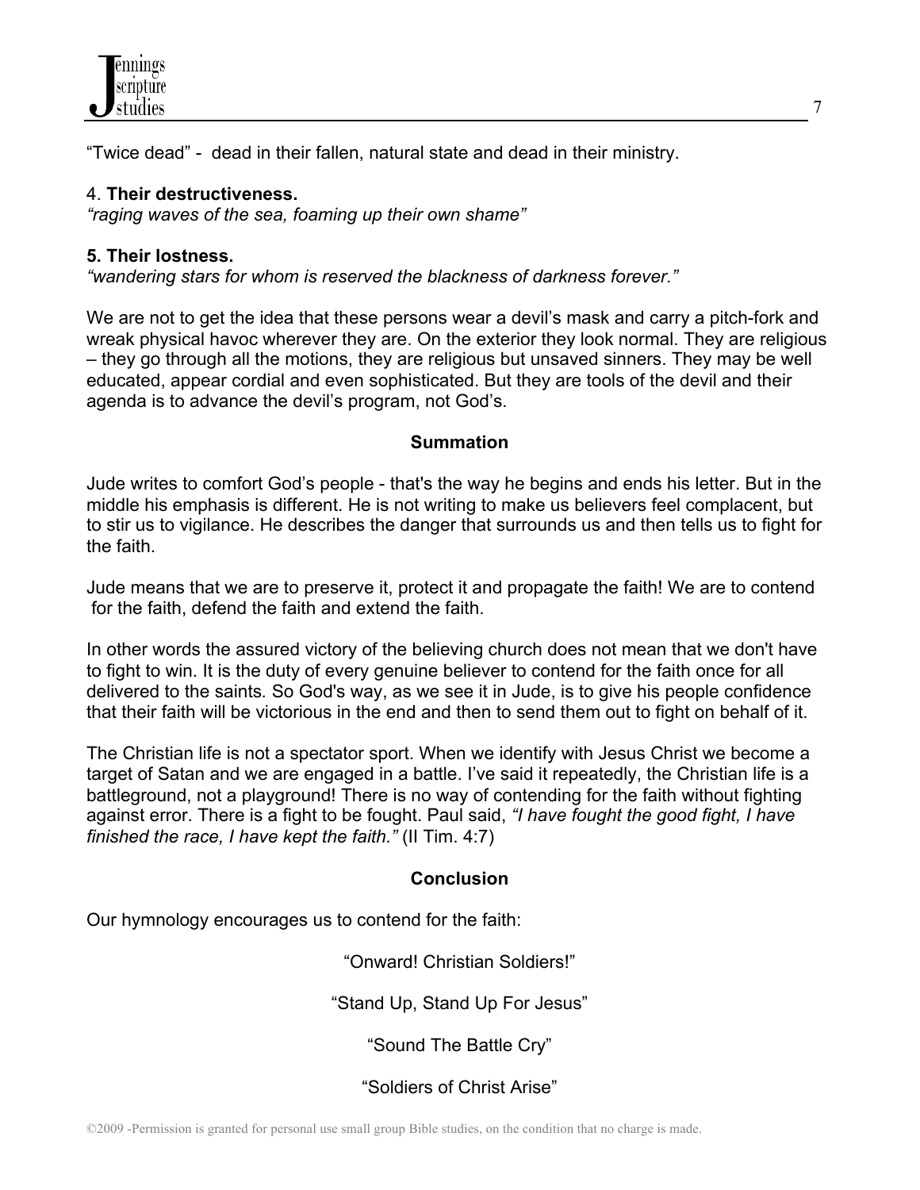"Twice dead" - dead in their fallen, natural state and dead in their ministry.

4. **Their destructiveness.**
*"raging waves of the sea, foaming up their own shame"*

**5. Their lostness.**
*"wandering stars for whom is reserved the blackness of darkness forever."*

We are not to get the idea that these persons wear a devil's mask and carry a pitch-fork and wreak physical havoc wherever they are. On the exterior they look normal. They are religious – they go through all the motions, they are religious but unsaved sinners. They may be well educated, appear cordial and even sophisticated. But they are tools of the devil and their agenda is to advance the devil's program, not God's.

**Summation**

Jude writes to comfort God's people - that's the way he begins and ends his letter. But in the middle his emphasis is different. He is not writing to make us believers feel complacent, but to stir us to vigilance. He describes the danger that surrounds us and then tells us to fight for the faith.

Jude means that we are to preserve it, protect it and propagate the faith! We are to contend for the faith, defend the faith and extend the faith.

In other words the assured victory of the believing church does not mean that we don't have to fight to win. It is the duty of every genuine believer to contend for the faith once for all delivered to the saints. So God's way, as we see it in Jude, is to give his people confidence that their faith will be victorious in the end and then to send them out to fight on behalf of it.

The Christian life is not a spectator sport. When we identify with Jesus Christ we become a target of Satan and we are engaged in a battle. I've said it repeatedly, the Christian life is a battleground, not a playground! There is no way of contending for the faith without fighting against error. There is a fight to be fought. Paul said, *"I have fought the good fight, I have finished the race, I have kept the faith."* (II Tim. 4:7)

**Conclusion**

Our hymnology encourages us to contend for the faith:

"Onward! Christian Soldiers!"

"Stand Up, Stand Up For Jesus"

"Sound The Battle Cry"

"Soldiers of Christ Arise"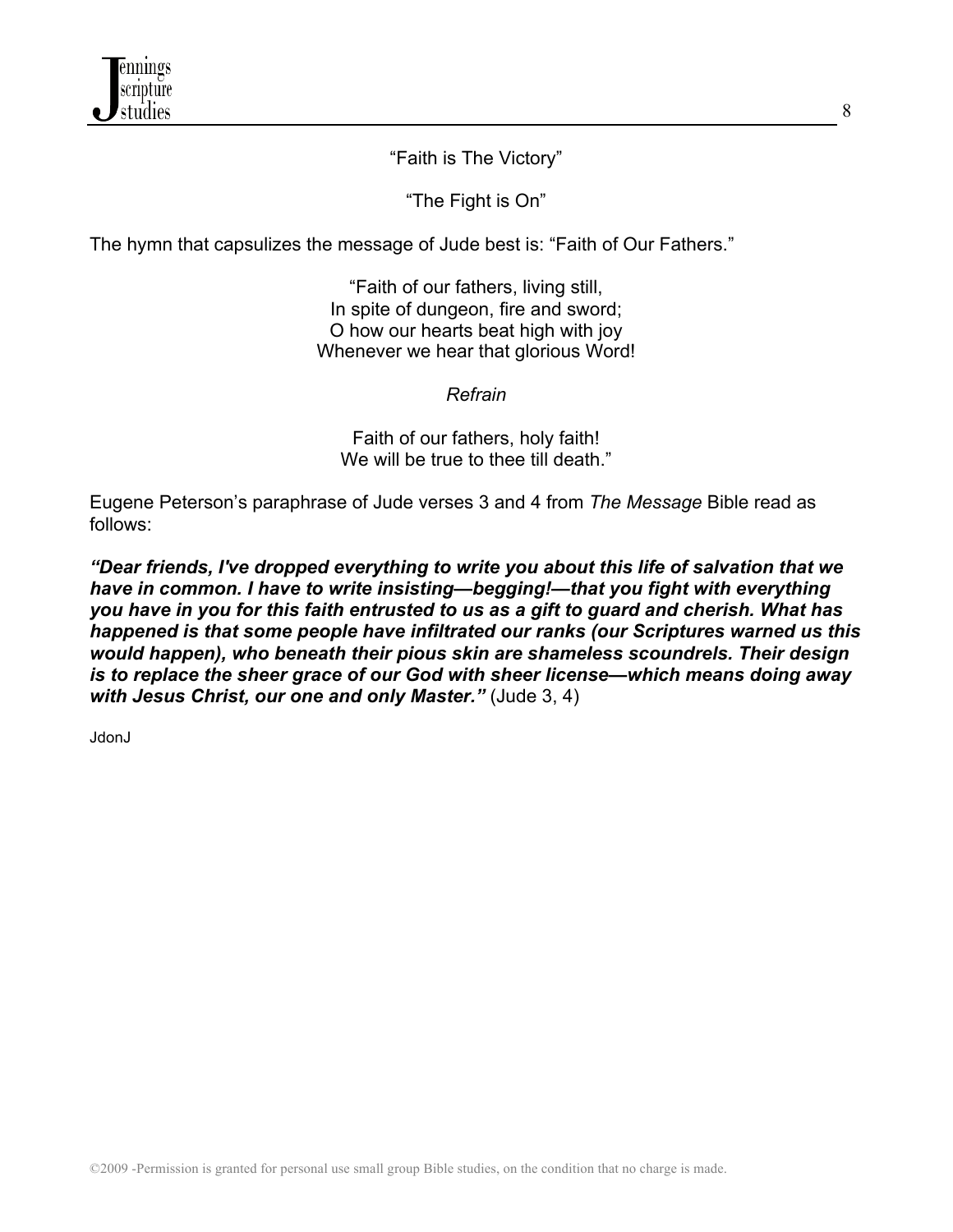"Faith is The Victory"

"The Fight is On"

The hymn that capsulizes the message of Jude best is: "Faith of Our Fathers."

"Faith of our fathers, living still,  
In spite of dungeon, fire and sword;  
O how our hearts beat high with joy  
Whenever we hear that glorious Word!

*Refrain*

Faith of our fathers, holy faith!  
We will be true to thee till death."

Eugene Peterson's paraphrase of Jude verses 3 and 4 from *The Message* Bible read as follows:

***"Dear friends, I've dropped everything to write you about this life of salvation that we have in common. I have to write insisting—begging!—that you fight with everything you have in you for this faith entrusted to us as a gift to guard and cherish. What has happened is that some people have infiltrated our ranks (our Scriptures warned us this would happen), who beneath their pious skin are shameless scoundrels. Their design is to replace the sheer grace of our God with sheer license—which means doing away with Jesus Christ, our one and only Master."*** (Jude 3, 4)

JdonJ

©2009 -Permission is granted for personal use small group Bible studies, on the condition that no charge is made.